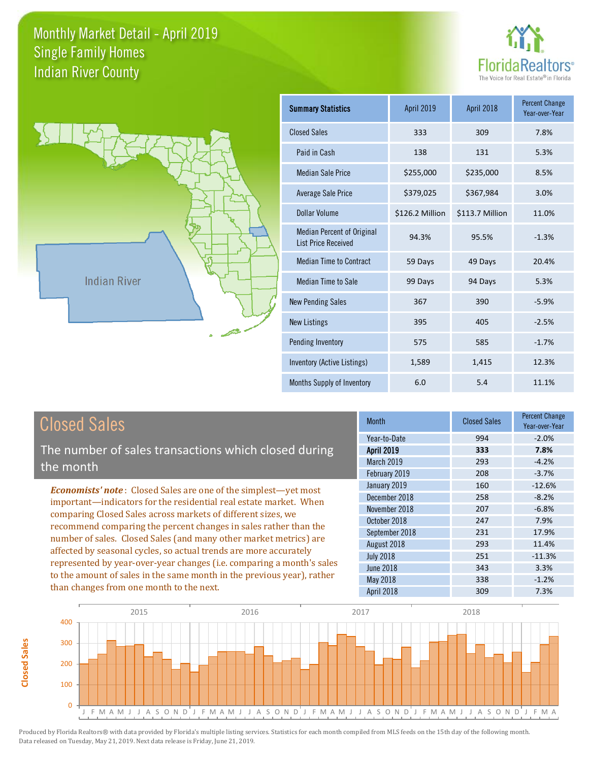# Monthly Market Detail - April 2019
## Single Family Homes
## Indian River County

Indian River

| Summary Statistics | April 2019 | April 2018 | Percent Change Year-over-Year |
|---|---|---|---|
| Closed Sales | 333 | 309 | 7.8% |
| Paid in Cash | 138 | 131 | 5.3% |
| Median Sale Price | $255,000 | $235,000 | 8.5% |
| Average Sale Price | $379,025 | $367,984 | 3.0% |
| Dollar Volume | $126.2 Million | $113.7 Million | 11.0% |
| Median Percent of Original List Price Received | 94.3% | 95.5% | -1.3% |
| Median Time to Contract | 59 Days | 49 Days | 20.4% |
| Median Time to Sale | 99 Days | 94 Days | 5.3% |
| New Pending Sales | 367 | 390 | -5.9% |
| New Listings | 395 | 405 | -2.5% |
| Pending Inventory | 575 | 585 | -1.7% |
| Inventory (Active Listings) | 1,589 | 1,415 | 12.3% |
| Months Supply of Inventory | 6.0 | 5.4 | 11.1% |

## Closed Sales

The number of sales transactions which closed during the month

*Economists' note*: Closed Sales are one of the simplest—yet most important—indicators for the residential real estate market. When comparing Closed Sales across markets of different sizes, we recommend comparing the percent changes in sales rather than the number of sales. Closed Sales (and many other market metrics) are affected by seasonal cycles, so actual trends are more accurately represented by year-over-year changes (i.e. comparing a month's sales to the amount of sales in the same month in the previous year), rather than changes from one month to the next.

| Month | Closed Sales | Percent Change Year-over-Year |
|---|---|---|
| Year-to-Date | 994 | -2.0% |
| **April 2019** | **333** | **7.8%** |
| March 2019 | 293 | -4.2% |
| February 2019 | 208 | -3.7% |
| January 2019 | 160 | -12.6% |
| December 2018 | 258 | -8.2% |
| November 2018 | 207 | -6.8% |
| October 2018 | 247 | 7.9% |
| September 2018 | 231 | 17.9% |
| August 2018 | 293 | 11.4% |
| July 2018 | 251 | -11.3% |
| June 2018 | 343 | 3.3% |
| May 2018 | 338 | -1.2% |
| April 2018 | 309 | 7.3% |

Produced by Florida Realtors® with data provided by Florida's multiple listing services. Statistics for each month compiled from MLS feeds on the 15th day of the following month. Data released on Tuesday, May 21, 2019. Next data release is Friday, June 21, 2019.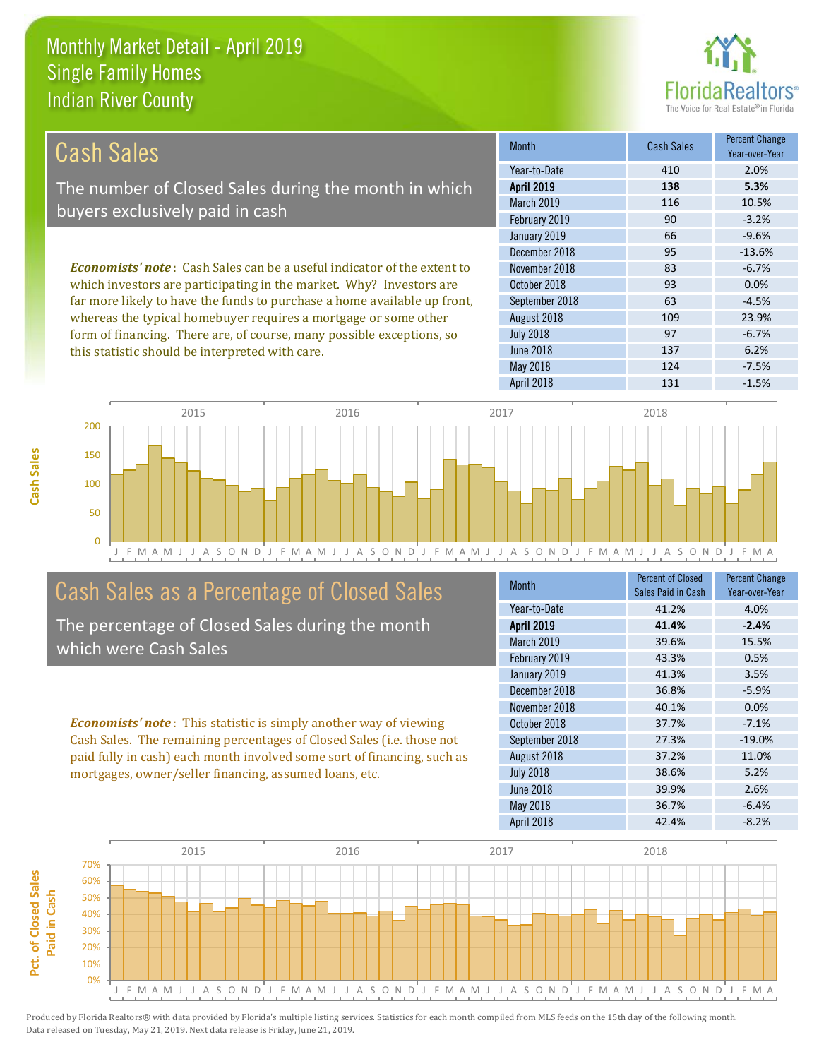# Monthly Market Detail - April 2019
## Single Family Homes
## Indian River County

## Cash Sales

The number of Closed Sales during the month in which buyers exclusively paid in cash

*Economists' note*: Cash Sales can be a useful indicator of the extent to which investors are participating in the market. Why? Investors are far more likely to have the funds to purchase a home available up front, whereas the typical homebuyer requires a mortgage or some other form of financing. There are, of course, many possible exceptions, so this statistic should be interpreted with care.

| Month | Cash Sales | Percent Change Year-over-Year |
|---|---|---|
| Year-to-Date | 410 | 2.0% |
| **April 2019** | **138** | **5.3%** |
| March 2019 | 116 | 10.5% |
| February 2019 | 90 | -3.2% |
| January 2019 | 66 | -9.6% |
| December 2018 | 95 | -13.6% |
| November 2018 | 83 | -6.7% |
| October 2018 | 93 | 0.0% |
| September 2018 | 63 | -4.5% |
| August 2018 | 109 | 23.9% |
| July 2018 | 97 | -6.7% |
| June 2018 | 137 | 6.2% |
| May 2018 | 124 | -7.5% |
| April 2018 | 131 | -1.5% |

## Cash Sales as a Percentage of Closed Sales

The percentage of Closed Sales during the month which were Cash Sales

*Economists' note*: This statistic is simply another way of viewing Cash Sales. The remaining percentages of Closed Sales (i.e. those not paid fully in cash) each month involved some sort of financing, such as mortgages, owner/seller financing, assumed loans, etc.

| Month | Percent of Closed Sales Paid in Cash | Percent Change Year-over-Year |
|---|---|---|
| Year-to-Date | 41.2% | 4.0% |
| **April 2019** | **41.4%** | **-2.4%** |
| March 2019 | 39.6% | 15.5% |
| February 2019 | 43.3% | 0.5% |
| January 2019 | 41.3% | 3.5% |
| December 2018 | 36.8% | -5.9% |
| November 2018 | 40.1% | 0.0% |
| October 2018 | 37.7% | -7.1% |
| September 2018 | 27.3% | -19.0% |
| August 2018 | 37.2% | 11.0% |
| July 2018 | 38.6% | 5.2% |
| June 2018 | 39.9% | 2.6% |
| May 2018 | 36.7% | -6.4% |
| April 2018 | 42.4% | -8.2% |

Produced by Florida Realtors® with data provided by Florida's multiple listing services. Statistics for each month compiled from MLS feeds on the 15th day of the following month. Data released on Tuesday, May 21, 2019. Next data release is Friday, June 21, 2019.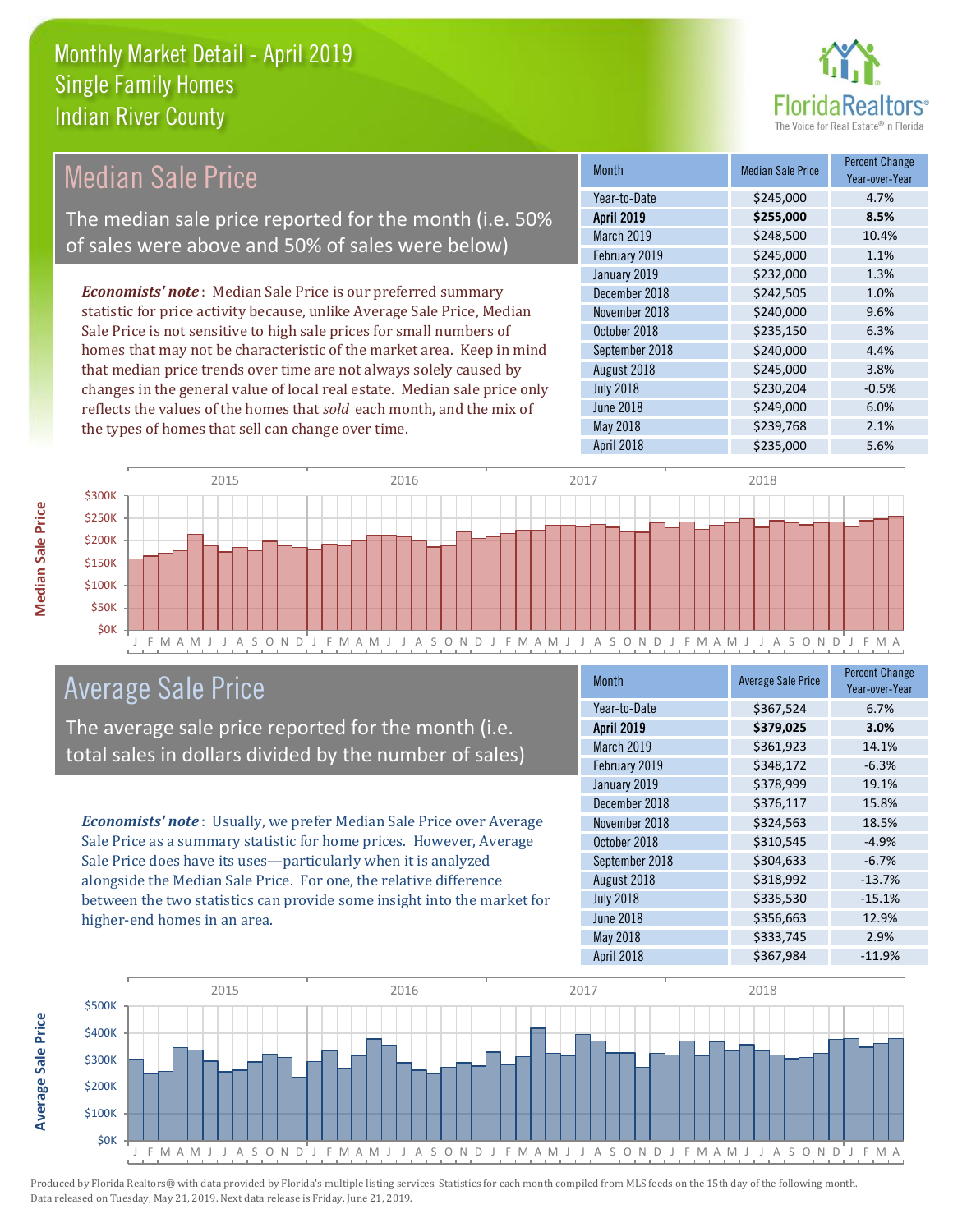# Monthly Market Detail - April 2019
## Single Family Homes
## Indian River County

## Median Sale Price

The median sale price reported for the month (i.e. 50% of sales were above and 50% of sales were below)

***Economists' note***: Median Sale Price is our preferred summary statistic for price activity because, unlike Average Sale Price, Median Sale Price is not sensitive to high sale prices for small numbers of homes that may not be characteristic of the market area. Keep in mind that median price trends over time are not always solely caused by changes in the general value of local real estate. Median sale price only reflects the values of the homes that *sold* each month, and the mix of the types of homes that sell can change over time.

| Month | Median Sale Price | Percent Change Year-over-Year |
|---|---|---|
| Year-to-Date | $245,000 | 4.7% |
| **April 2019** | **$255,000** | **8.5%** |
| March 2019 | $248,500 | 10.4% |
| February 2019 | $245,000 | 1.1% |
| January 2019 | $232,000 | 1.3% |
| December 2018 | $242,505 | 1.0% |
| November 2018 | $240,000 | 9.6% |
| October 2018 | $235,150 | 6.3% |
| September 2018 | $240,000 | 4.4% |
| August 2018 | $245,000 | 3.8% |
| July 2018 | $230,204 | -0.5% |
| June 2018 | $249,000 | 6.0% |
| May 2018 | $239,768 | 2.1% |
| April 2018 | $235,000 | 5.6% |

## Average Sale Price

The average sale price reported for the month (i.e. total sales in dollars divided by the number of sales)

***Economists' note***: Usually, we prefer Median Sale Price over Average Sale Price as a summary statistic for home prices. However, Average Sale Price does have its uses—particularly when it is analyzed alongside the Median Sale Price. For one, the relative difference between the two statistics can provide some insight into the market for higher-end homes in an area.

| Month | Average Sale Price | Percent Change Year-over-Year |
|---|---|---|
| Year-to-Date | $367,524 | 6.7% |
| **April 2019** | **$379,025** | **3.0%** |
| March 2019 | $361,923 | 14.1% |
| February 2019 | $348,172 | -6.3% |
| January 2019 | $378,999 | 19.1% |
| December 2018 | $376,117 | 15.8% |
| November 2018 | $324,563 | 18.5% |
| October 2018 | $310,545 | -4.9% |
| September 2018 | $304,633 | -6.7% |
| August 2018 | $318,992 | -13.7% |
| July 2018 | $335,530 | -15.1% |
| June 2018 | $356,663 | 12.9% |
| May 2018 | $333,745 | 2.9% |
| April 2018 | $367,984 | -11.9% |

Produced by Florida Realtors® with data provided by Florida's multiple listing services. Statistics for each month compiled from MLS feeds on the 15th day of the following month. Data released on Tuesday, May 21, 2019. Next data release is Friday, June 21, 2019.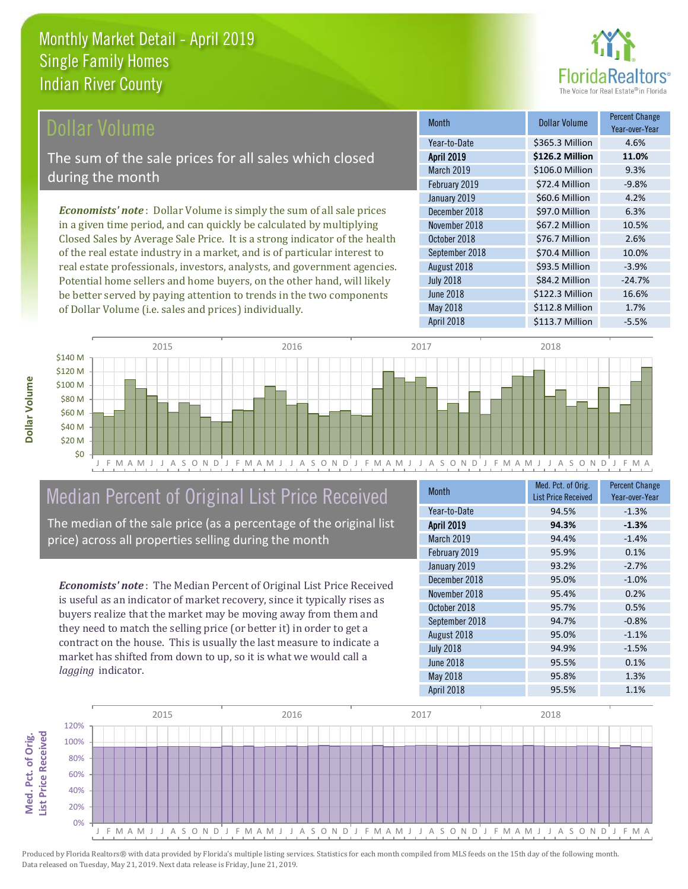# Monthly Market Detail - April 2019
## Single Family Homes
## Indian River County

## Dollar Volume

The sum of the sale prices for all sales which closed during the month

***Economists' note*** : Dollar Volume is simply the sum of all sale prices in a given time period, and can quickly be calculated by multiplying Closed Sales by Average Sale Price. It is a strong indicator of the health of the real estate industry in a market, and is of particular interest to real estate professionals, investors, analysts, and government agencies. Potential home sellers and home buyers, on the other hand, will likely be better served by paying attention to trends in the two components of Dollar Volume (i.e. sales and prices) individually.

| Month | Dollar Volume | Percent Change Year-over-Year |
|---|---|---|
| Year-to-Date | $365.3 Million | 4.6% |
| **April 2019** | **$126.2 Million** | **11.0%** |
| March 2019 | $106.0 Million | 9.3% |
| February 2019 | $72.4 Million | -9.8% |
| January 2019 | $60.6 Million | 4.2% |
| December 2018 | $97.0 Million | 6.3% |
| November 2018 | $67.2 Million | 10.5% |
| October 2018 | $76.7 Million | 2.6% |
| September 2018 | $70.4 Million | 10.0% |
| August 2018 | $93.5 Million | -3.9% |
| July 2018 | $84.2 Million | -24.7% |
| June 2018 | $122.3 Million | 16.6% |
| May 2018 | $112.8 Million | 1.7% |
| April 2018 | $113.7 Million | -5.5% |

## Median Percent of Original List Price Received

The median of the sale price (as a percentage of the original list price) across all properties selling during the month

***Economists' note*** : The Median Percent of Original List Price Received is useful as an indicator of market recovery, since it typically rises as buyers realize that the market may be moving away from them and they need to match the selling price (or better it) in order to get a contract on the house. This is usually the last measure to indicate a market has shifted from down to up, so it is what we would call a *lagging* indicator.

| Month | Med. Pct. of Orig. List Price Received | Percent Change Year-over-Year |
|---|---|---|
| Year-to-Date | 94.5% | -1.3% |
| **April 2019** | **94.3%** | **-1.3%** |
| March 2019 | 94.4% | -1.4% |
| February 2019 | 95.9% | 0.1% |
| January 2019 | 93.2% | -2.7% |
| December 2018 | 95.0% | -1.0% |
| November 2018 | 95.4% | 0.2% |
| October 2018 | 95.7% | 0.5% |
| September 2018 | 94.7% | -0.8% |
| August 2018 | 95.0% | -1.1% |
| July 2018 | 94.9% | -1.5% |
| June 2018 | 95.5% | 0.1% |
| May 2018 | 95.8% | 1.3% |
| April 2018 | 95.5% | 1.1% |

Produced by Florida Realtors® with data provided by Florida's multiple listing services. Statistics for each month compiled from MLS feeds on the 15th day of the following month. Data released on Tuesday, May 21, 2019. Next data release is Friday, June 21, 2019.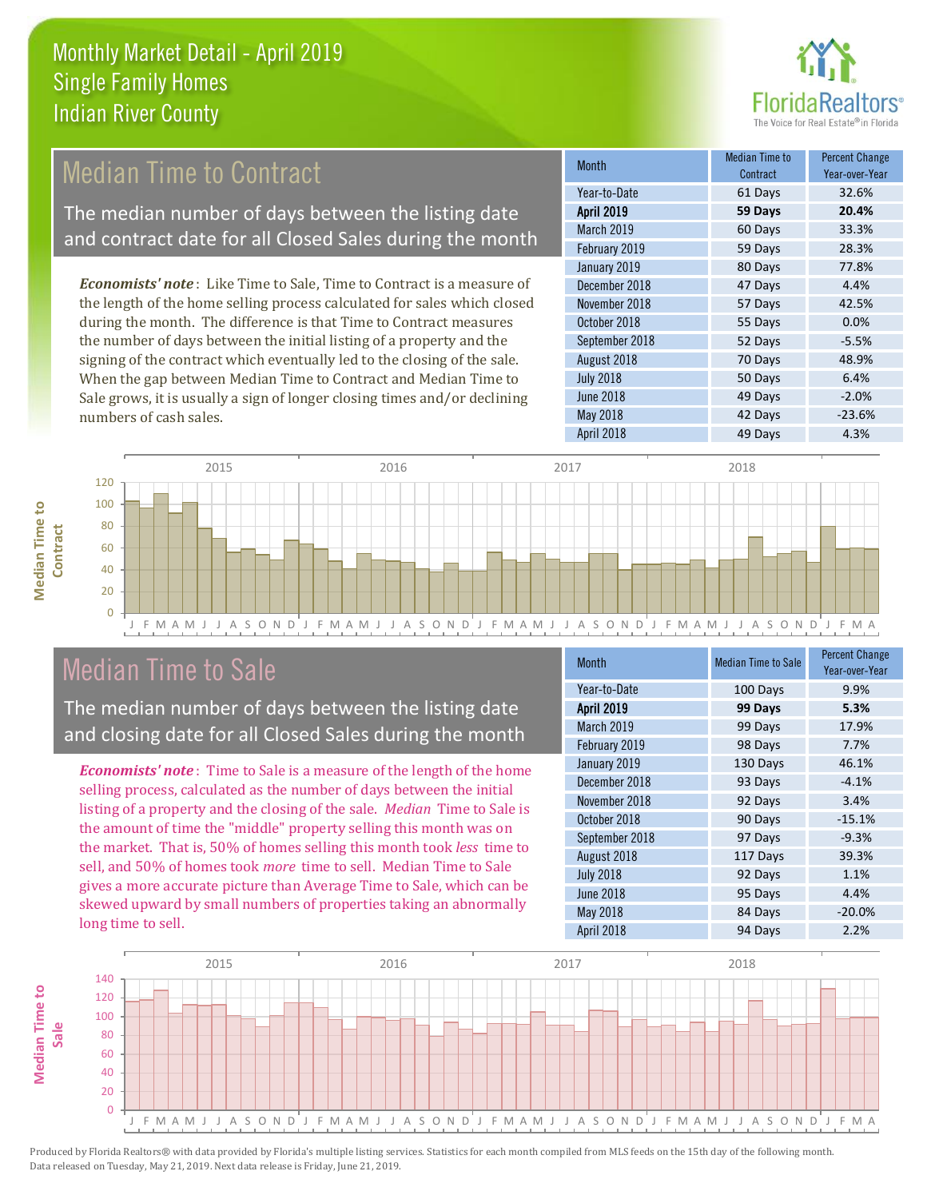# Monthly Market Detail - April 2019
## Single Family Homes
## Indian River County

## Median Time to Contract

The median number of days between the listing date and contract date for all Closed Sales during the month

*Economists' note*: Like Time to Sale, Time to Contract is a measure of the length of the home selling process calculated for sales which closed during the month. The difference is that Time to Contract measures the number of days between the initial listing of a property and the signing of the contract which eventually led to the closing of the sale. When the gap between Median Time to Contract and Median Time to Sale grows, it is usually a sign of longer closing times and/or declining numbers of cash sales.

| Month | Median Time to Contract | Percent Change Year-over-Year |
|---|---|---|
| Year-to-Date | 61 Days | 32.6% |
| **April 2019** | **59 Days** | **20.4%** |
| March 2019 | 60 Days | 33.3% |
| February 2019 | 59 Days | 28.3% |
| January 2019 | 80 Days | 77.8% |
| December 2018 | 47 Days | 4.4% |
| November 2018 | 57 Days | 42.5% |
| October 2018 | 55 Days | 0.0% |
| September 2018 | 52 Days | -5.5% |
| August 2018 | 70 Days | 48.9% |
| July 2018 | 50 Days | 6.4% |
| June 2018 | 49 Days | -2.0% |
| May 2018 | 42 Days | -23.6% |
| April 2018 | 49 Days | 4.3% |

## Median Time to Sale

The median number of days between the listing date and closing date for all Closed Sales during the month

*Economists' note*: Time to Sale is a measure of the length of the home selling process, calculated as the number of days between the initial listing of a property and the closing of the sale. *Median* Time to Sale is the amount of time the "middle" property selling this month was on the market. That is, 50% of homes selling this month took *less* time to sell, and 50% of homes took *more* time to sell. Median Time to Sale gives a more accurate picture than Average Time to Sale, which can be skewed upward by small numbers of properties taking an abnormally long time to sell.

| Month | Median Time to Sale | Percent Change Year-over-Year |
|---|---|---|
| Year-to-Date | 100 Days | 9.9% |
| **April 2019** | **99 Days** | **5.3%** |
| March 2019 | 99 Days | 17.9% |
| February 2019 | 98 Days | 7.7% |
| January 2019 | 130 Days | 46.1% |
| December 2018 | 93 Days | -4.1% |
| November 2018 | 92 Days | 3.4% |
| October 2018 | 90 Days | -15.1% |
| September 2018 | 97 Days | -9.3% |
| August 2018 | 117 Days | 39.3% |
| July 2018 | 92 Days | 1.1% |
| June 2018 | 95 Days | 4.4% |
| May 2018 | 84 Days | -20.0% |
| April 2018 | 94 Days | 2.2% |

Produced by Florida Realtors® with data provided by Florida's multiple listing services. Statistics for each month compiled from MLS feeds on the 15th day of the following month. Data released on Tuesday, May 21, 2019. Next data release is Friday, June 21, 2019.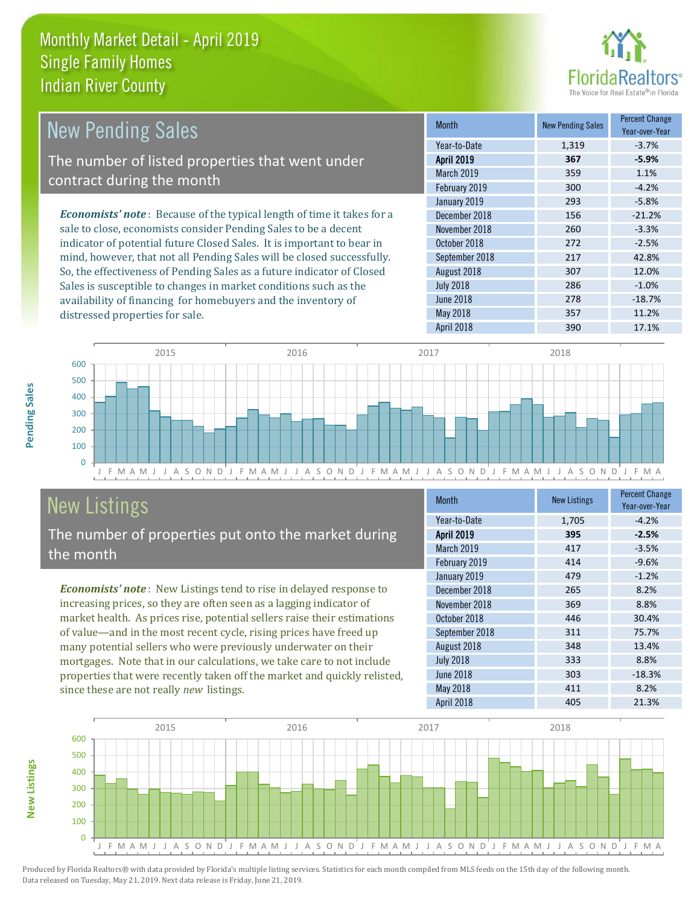# Monthly Market Detail - April 2019
## Single Family Homes
## Indian River County

## New Pending Sales

The number of listed properties that went under contract during the month

*Economists' note*: Because of the typical length of time it takes for a sale to close, economists consider Pending Sales to be a decent indicator of potential future Closed Sales. It is important to bear in mind, however, that not all Pending Sales will be closed successfully. So, the effectiveness of Pending Sales as a future indicator of Closed Sales is susceptible to changes in market conditions such as the availability of financing for homebuyers and the inventory of distressed properties for sale.

| Month | New Pending Sales | Percent Change Year-over-Year |
|---|---|---|
| Year-to-Date | 1,319 | -3.7% |
| **April 2019** | **367** | **-5.9%** |
| March 2019 | 359 | 1.1% |
| February 2019 | 300 | -4.2% |
| January 2019 | 293 | -5.8% |
| December 2018 | 156 | -21.2% |
| November 2018 | 260 | -3.3% |
| October 2018 | 272 | -2.5% |
| September 2018 | 217 | 42.8% |
| August 2018 | 307 | 12.0% |
| July 2018 | 286 | -1.0% |
| June 2018 | 278 | -18.7% |
| May 2018 | 357 | 11.2% |
| April 2018 | 390 | 17.1% |

## New Listings

The number of properties put onto the market during the month

*Economists' note*: New Listings tend to rise in delayed response to increasing prices, so they are often seen as a lagging indicator of market health. As prices rise, potential sellers raise their estimations of value—and in the most recent cycle, rising prices have freed up many potential sellers who were previously underwater on their mortgages. Note that in our calculations, we take care to not include properties that were recently taken off the market and quickly relisted, since these are not really *new* listings.

| Month | New Listings | Percent Change Year-over-Year |
|---|---|---|
| Year-to-Date | 1,705 | -4.2% |
| **April 2019** | **395** | **-2.5%** |
| March 2019 | 417 | -3.5% |
| February 2019 | 414 | -9.6% |
| January 2019 | 479 | -1.2% |
| December 2018 | 265 | 8.2% |
| November 2018 | 369 | 8.8% |
| October 2018 | 446 | 30.4% |
| September 2018 | 311 | 75.7% |
| August 2018 | 348 | 13.4% |
| July 2018 | 333 | 8.8% |
| June 2018 | 303 | -18.3% |
| May 2018 | 411 | 8.2% |
| April 2018 | 405 | 21.3% |

Produced by Florida Realtors® with data provided by Florida's multiple listing services. Statistics for each month compiled from MLS feeds on the 15th day of the following month. Data released on Tuesday, May 21, 2019. Next data release is Friday, June 21, 2019.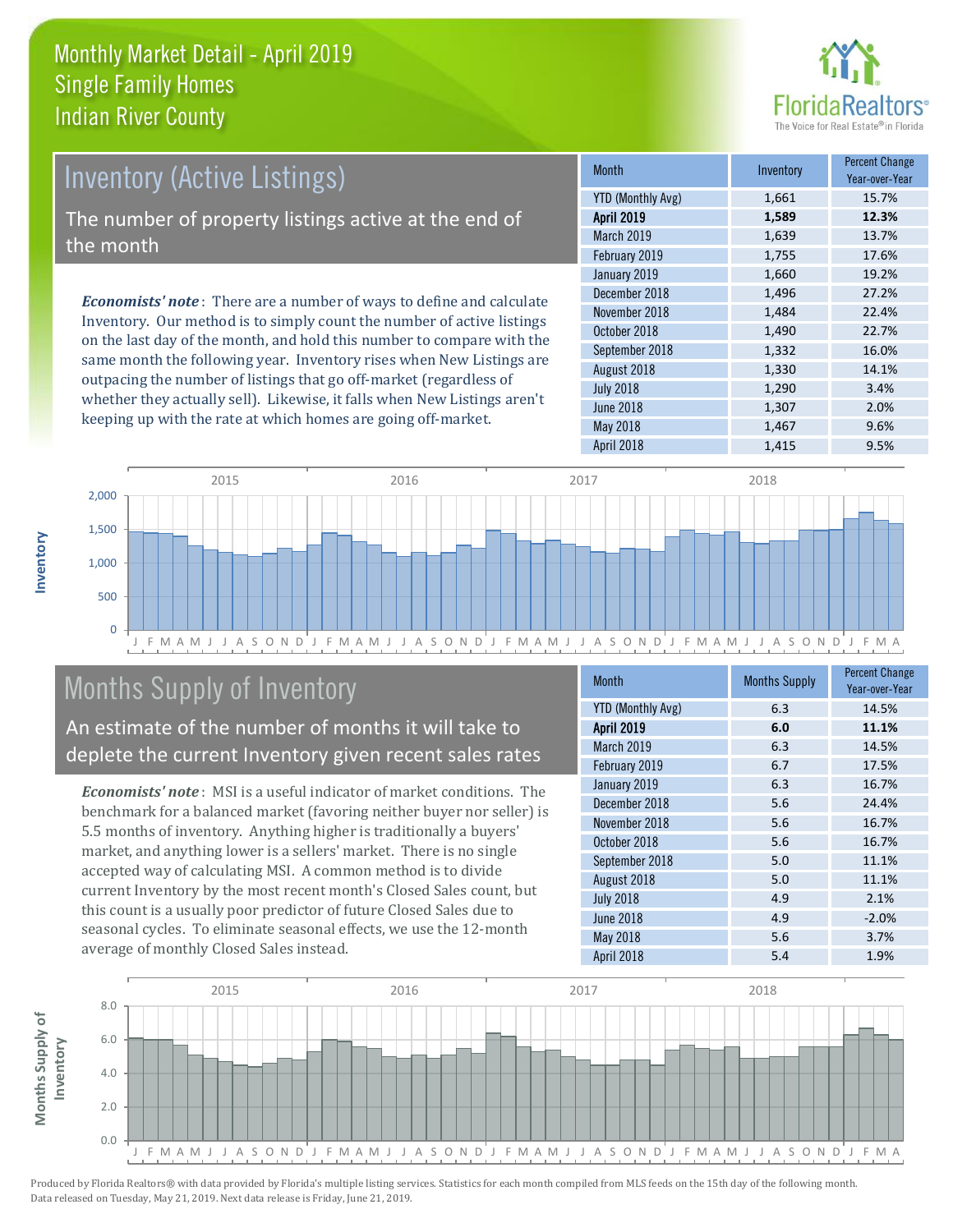# Monthly Market Detail - April 2019
## Single Family Homes
## Indian River County

## Inventory (Active Listings)

The number of property listings active at the end of the month

***Economists' note***: There are a number of ways to define and calculate Inventory. Our method is to simply count the number of active listings on the last day of the month, and hold this number to compare with the same month the following year. Inventory rises when New Listings are outpacing the number of listings that go off-market (regardless of whether they actually sell). Likewise, it falls when New Listings aren't keeping up with the rate at which homes are going off-market.

| Month | Inventory | Percent Change Year-over-Year |
|---|---|---|
| YTD (Monthly Avg) | 1,661 | 15.7% |
| **April 2019** | **1,589** | **12.3%** |
| March 2019 | 1,639 | 13.7% |
| February 2019 | 1,755 | 17.6% |
| January 2019 | 1,660 | 19.2% |
| December 2018 | 1,496 | 27.2% |
| November 2018 | 1,484 | 22.4% |
| October 2018 | 1,490 | 22.7% |
| September 2018 | 1,332 | 16.0% |
| August 2018 | 1,330 | 14.1% |
| July 2018 | 1,290 | 3.4% |
| June 2018 | 1,307 | 2.0% |
| May 2018 | 1,467 | 9.6% |
| April 2018 | 1,415 | 9.5% |

## Months Supply of Inventory

An estimate of the number of months it will take to deplete the current Inventory given recent sales rates

***Economists' note***: MSI is a useful indicator of market conditions. The benchmark for a balanced market (favoring neither buyer nor seller) is 5.5 months of inventory. Anything higher is traditionally a buyers' market, and anything lower is a sellers' market. There is no single accepted way of calculating MSI. A common method is to divide current Inventory by the most recent month's Closed Sales count, but this count is a usually poor predictor of future Closed Sales due to seasonal cycles. To eliminate seasonal effects, we use the 12-month average of monthly Closed Sales instead.

| Month | Months Supply | Percent Change Year-over-Year |
|---|---|---|
| YTD (Monthly Avg) | 6.3 | 14.5% |
| **April 2019** | **6.0** | **11.1%** |
| March 2019 | 6.3 | 14.5% |
| February 2019 | 6.7 | 17.5% |
| January 2019 | 6.3 | 16.7% |
| December 2018 | 5.6 | 24.4% |
| November 2018 | 5.6 | 16.7% |
| October 2018 | 5.6 | 16.7% |
| September 2018 | 5.0 | 11.1% |
| August 2018 | 5.0 | 11.1% |
| July 2018 | 4.9 | 2.1% |
| June 2018 | 4.9 | -2.0% |
| May 2018 | 5.6 | 3.7% |
| April 2018 | 5.4 | 1.9% |

Produced by Florida Realtors® with data provided by Florida's multiple listing services. Statistics for each month compiled from MLS feeds on the 15th day of the following month. Data released on Tuesday, May 21, 2019. Next data release is Friday, June 21, 2019.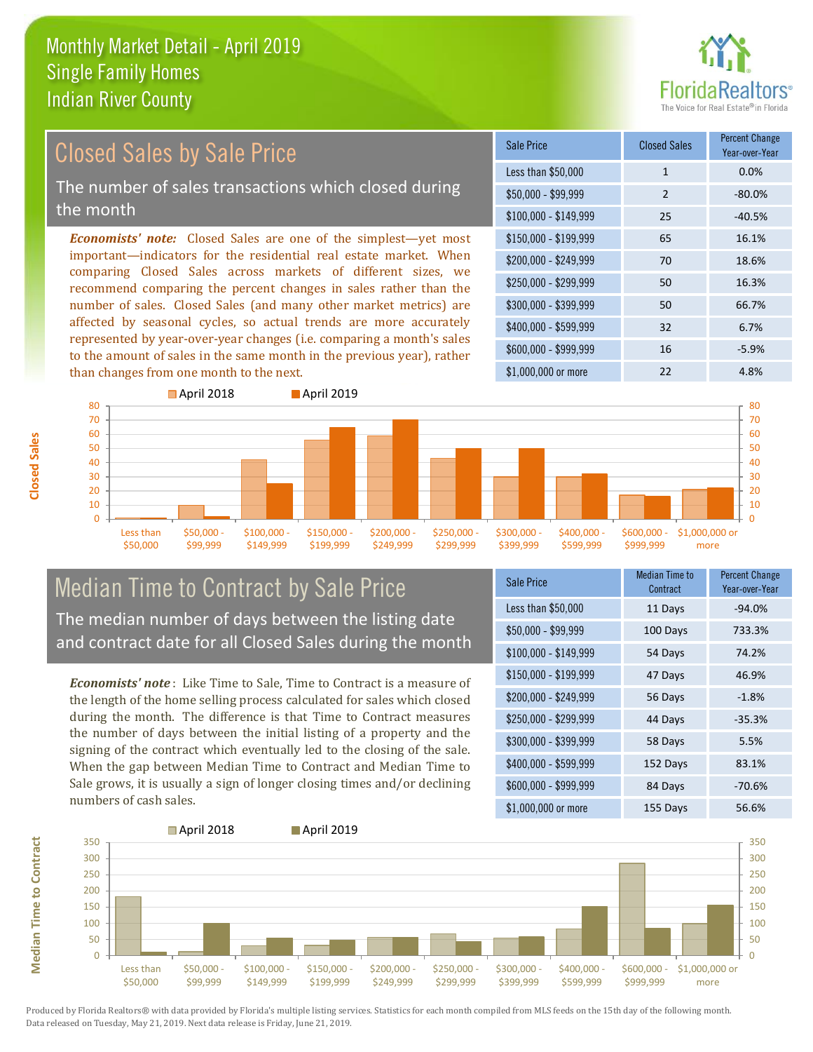# Monthly Market Detail - April 2019
## Single Family Homes
## Indian River County

## Closed Sales by Sale Price

The number of sales transactions which closed during the month

*Economists' note:* Closed Sales are one of the simplest—yet most important—indicators for the residential real estate market. When comparing Closed Sales across markets of different sizes, we recommend comparing the percent changes in sales rather than the number of sales. Closed Sales (and many other market metrics) are affected by seasonal cycles, so actual trends are more accurately represented by year-over-year changes (i.e. comparing a month's sales to the amount of sales in the same month in the previous year), rather than changes from one month to the next.

| Sale Price | Closed Sales | Percent Change Year-over-Year |
|---|---|---|
| Less than $50,000 | 1 | 0.0% |
| $50,000 - $99,999 | 2 | -80.0% |
| $100,000 - $149,999 | 25 | -40.5% |
| $150,000 - $199,999 | 65 | 16.1% |
| $200,000 - $249,999 | 70 | 18.6% |
| $250,000 - $299,999 | 50 | 16.3% |
| $300,000 - $399,999 | 50 | 66.7% |
| $400,000 - $599,999 | 32 | 6.7% |
| $600,000 - $999,999 | 16 | -5.9% |
| $1,000,000 or more | 22 | 4.8% |

## Median Time to Contract by Sale Price

The median number of days between the listing date and contract date for all Closed Sales during the month

*Economists' note*: Like Time to Sale, Time to Contract is a measure of the length of the home selling process calculated for sales which closed during the month. The difference is that Time to Contract measures the number of days between the initial listing of a property and the signing of the contract which eventually led to the closing of the sale. When the gap between Median Time to Contract and Median Time to Sale grows, it is usually a sign of longer closing times and/or declining numbers of cash sales.

| Sale Price | Median Time to Contract | Percent Change Year-over-Year |
|---|---|---|
| Less than $50,000 | 11 Days | -94.0% |
| $50,000 - $99,999 | 100 Days | 733.3% |
| $100,000 - $149,999 | 54 Days | 74.2% |
| $150,000 - $199,999 | 47 Days | 46.9% |
| $200,000 - $249,999 | 56 Days | -1.8% |
| $250,000 - $299,999 | 44 Days | -35.3% |
| $300,000 - $399,999 | 58 Days | 5.5% |
| $400,000 - $599,999 | 152 Days | 83.1% |
| $600,000 - $999,999 | 84 Days | -70.6% |
| $1,000,000 or more | 155 Days | 56.6% |

Produced by Florida Realtors® with data provided by Florida's multiple listing services. Statistics for each month compiled from MLS feeds on the 15th day of the following month. Data released on Tuesday, May 21, 2019. Next data release is Friday, June 21, 2019.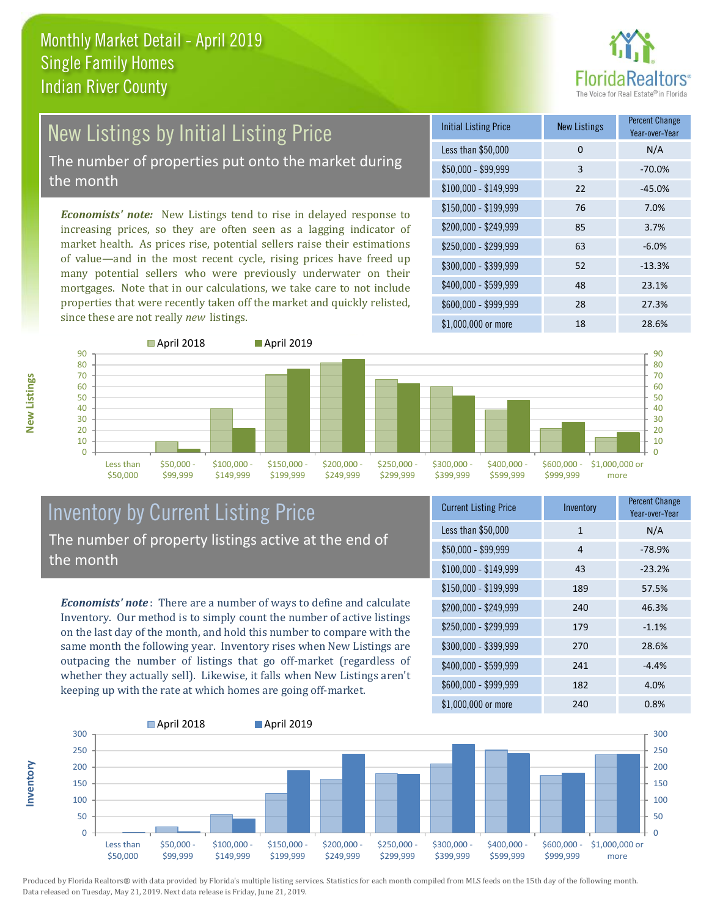# Monthly Market Detail - April 2019
## Single Family Homes
## Indian River County

## New Listings by Initial Listing Price

The number of properties put onto the market during the month

*Economists' note:* New Listings tend to rise in delayed response to increasing prices, so they are often seen as a lagging indicator of market health. As prices rise, potential sellers raise their estimations of value—and in the most recent cycle, rising prices have freed up many potential sellers who were previously underwater on their mortgages. Note that in our calculations, we take care to not include properties that were recently taken off the market and quickly relisted, since these are not really *new* listings.

| Initial Listing Price | New Listings | Percent Change Year-over-Year |
|---|---|---|
| Less than $50,000 | 0 | N/A |
| $50,000 - $99,999 | 3 | -70.0% |
| $100,000 - $149,999 | 22 | -45.0% |
| $150,000 - $199,999 | 76 | 7.0% |
| $200,000 - $249,999 | 85 | 3.7% |
| $250,000 - $299,999 | 63 | -6.0% |
| $300,000 - $399,999 | 52 | -13.3% |
| $400,000 - $599,999 | 48 | 23.1% |
| $600,000 - $999,999 | 28 | 27.3% |
| $1,000,000 or more | 18 | 28.6% |

## Inventory by Current Listing Price

The number of property listings active at the end of the month

*Economists' note*: There are a number of ways to define and calculate Inventory. Our method is to simply count the number of active listings on the last day of the month, and hold this number to compare with the same month the following year. Inventory rises when New Listings are outpacing the number of listings that go off-market (regardless of whether they actually sell). Likewise, it falls when New Listings aren't keeping up with the rate at which homes are going off-market.

| Current Listing Price | Inventory | Percent Change Year-over-Year |
|---|---|---|
| Less than $50,000 | 1 | N/A |
| $50,000 - $99,999 | 4 | -78.9% |
| $100,000 - $149,999 | 43 | -23.2% |
| $150,000 - $199,999 | 189 | 57.5% |
| $200,000 - $249,999 | 240 | 46.3% |
| $250,000 - $299,999 | 179 | -1.1% |
| $300,000 - $399,999 | 270 | 28.6% |
| $400,000 - $599,999 | 241 | -4.4% |
| $600,000 - $999,999 | 182 | 4.0% |
| $1,000,000 or more | 240 | 0.8% |

Produced by Florida Realtors® with data provided by Florida's multiple listing services. Statistics for each month compiled from MLS feeds on the 15th day of the following month. Data released on Tuesday, May 21, 2019. Next data release is Friday, June 21, 2019.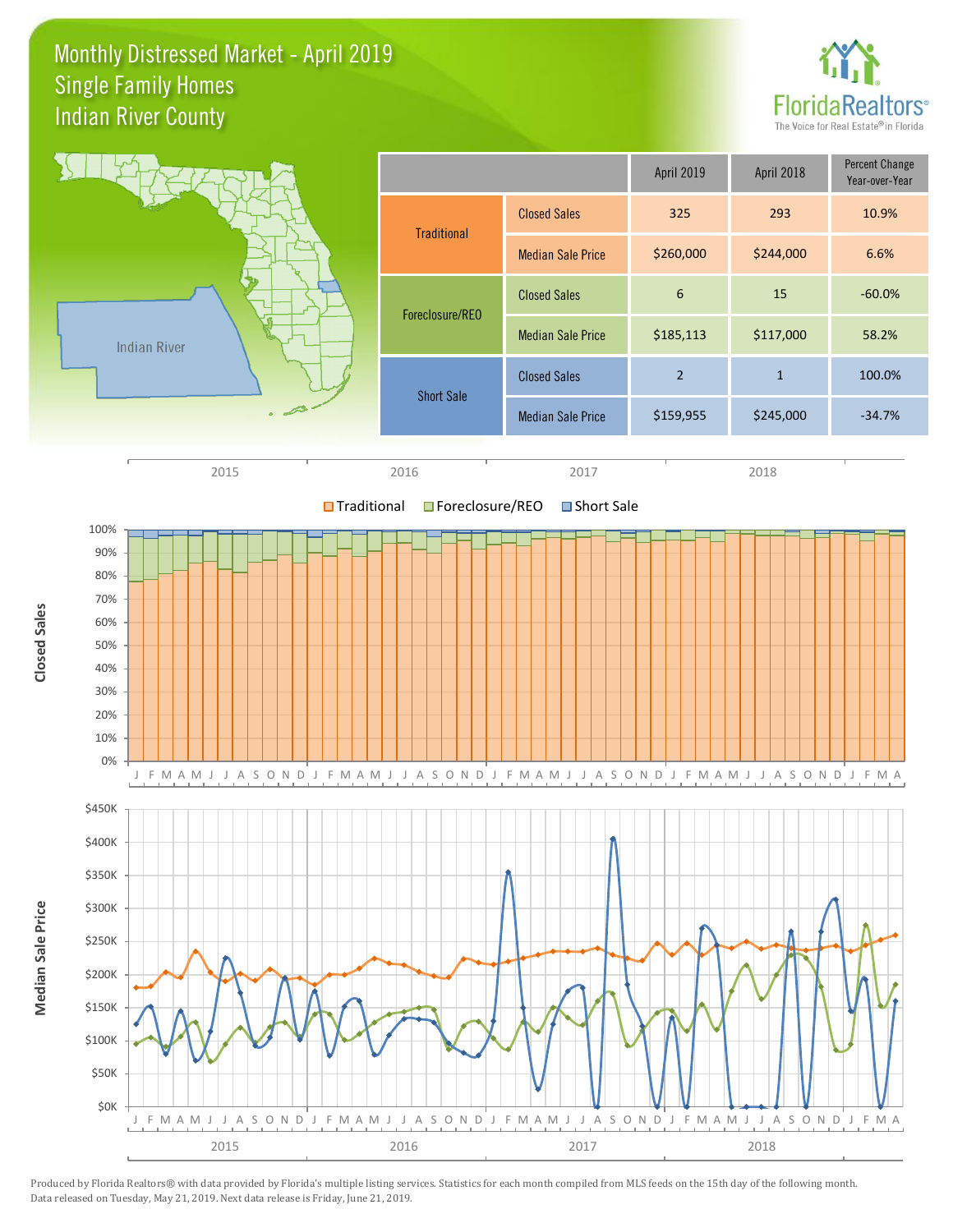# Monthly Distressed Market - April 2019
## Single Family Homes
## Indian River County

FloridaRealtors®
The Voice for Real Estate® in Florida

Indian River

| | | April 2019 | April 2018 | Percent Change Year-over-Year |
|---|---|---|---|---|
| Traditional | Closed Sales | 325 | 293 | 10.9% |
| | Median Sale Price | $260,000 | $244,000 | 6.6% |
| Foreclosure/REO | Closed Sales | 6 | 15 | -60.0% |
| | Median Sale Price | $185,113 | $117,000 | 58.2% |
| Short Sale | Closed Sales | 2 | 1 | 100.0% |
| | Median Sale Price | $159,955 | $245,000 | -34.7% |

2015 2016 2017 2018

Traditional Foreclosure/REO Short Sale

Closed Sales

100% 90% 80% 70% 60% 50% 40% 30% 20% 10% 0%

J F M A M J J A S O N D J F M A M J J A S O N D J F M A M J J A S O N D J F M A M J J A S O N D J F M A

Median Sale Price

$450K $400K $350K $300K $250K $200K $150K $100K $50K $0K

J F M A M J J A S O N D J F M A M J J A S O N D J F M A M J J A S O N D J F M A M J J A S O N D J F M A

2015 2016 2017 2018

Produced by Florida Realtors® with data provided by Florida's multiple listing services. Statistics for each month compiled from MLS feeds on the 15th day of the following month. Data released on Tuesday, May 21, 2019. Next data release is Friday, June 21, 2019.